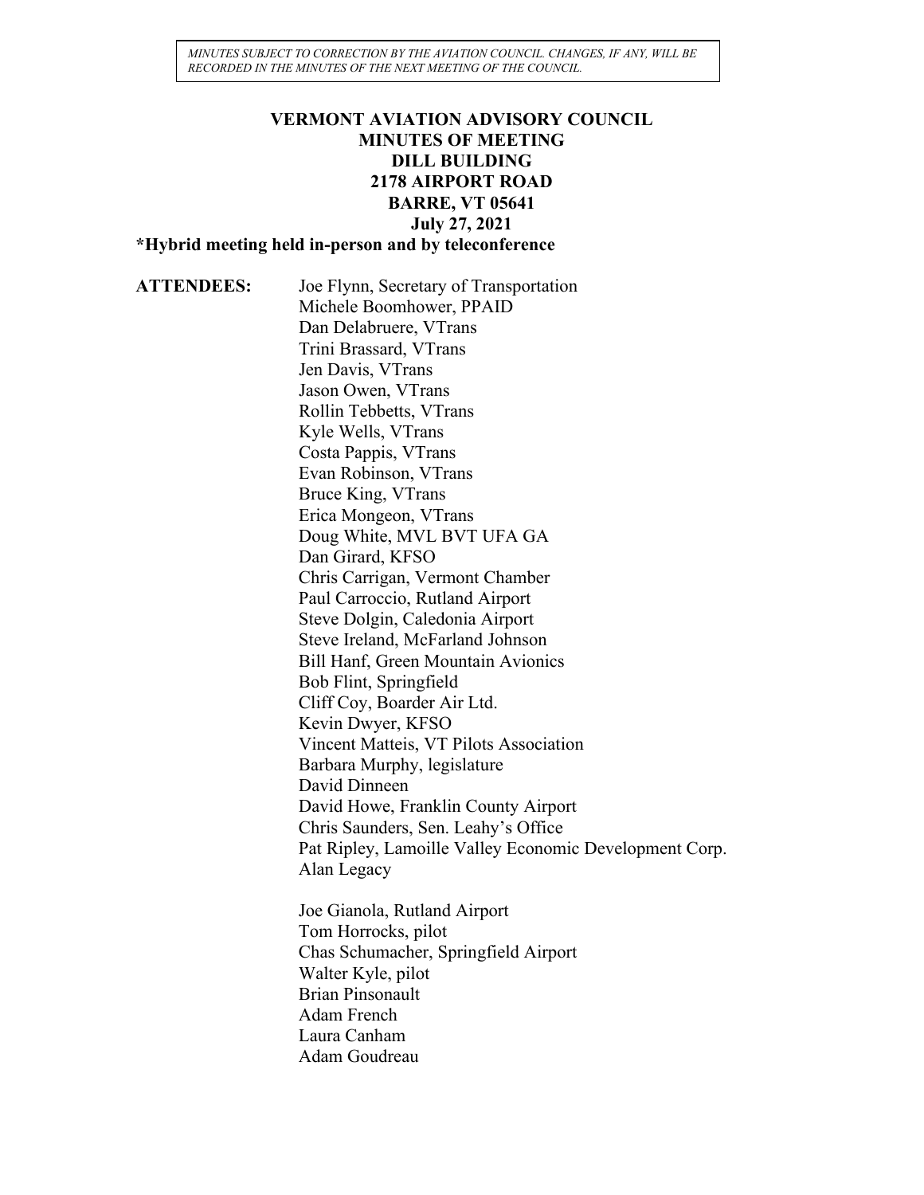*MINUTES SUBJECT TO CORRECTION BY THE AVIATION COUNCIL. CHANGES, IF ANY, WILL BE RECORDED IN THE MINUTES OF THE NEXT MEETING OF THE COUNCIL.*

# VERMONT AVIATION ADVISORY COUNCIL
## MINUTES OF MEETING
## DILL BUILDING
## 2178 AIRPORT ROAD
## BARRE, VT 05641
## July 27, 2021

**\*Hybrid meeting held in-person and by teleconference**

**ATTENDEES:**

Joe Flynn, Secretary of Transportation
Michele Boomhower, PPAID
Dan Delabruere, VTrans
Trini Brassard, VTrans
Jen Davis, VTrans
Jason Owen, VTrans
Rollin Tebbetts, VTrans
Kyle Wells, VTrans
Costa Pappis, VTrans
Evan Robinson, VTrans
Bruce King, VTrans
Erica Mongeon, VTrans
Doug White, MVL BVT UFA GA
Dan Girard, KFSO
Chris Carrigan, Vermont Chamber
Paul Carroccio, Rutland Airport
Steve Dolgin, Caledonia Airport
Steve Ireland, McFarland Johnson
Bill Hanf, Green Mountain Avionics
Bob Flint, Springfield
Cliff Coy, Boarder Air Ltd.
Kevin Dwyer, KFSO
Vincent Matteis, VT Pilots Association
Barbara Murphy, legislature
David Dinneen
David Howe, Franklin County Airport
Chris Saunders, Sen. Leahy's Office
Pat Ripley, Lamoille Valley Economic Development Corp.
Alan Legacy

Joe Gianola, Rutland Airport
Tom Horrocks, pilot
Chas Schumacher, Springfield Airport
Walter Kyle, pilot
Brian Pinsonault
Adam French
Laura Canham
Adam Goudreau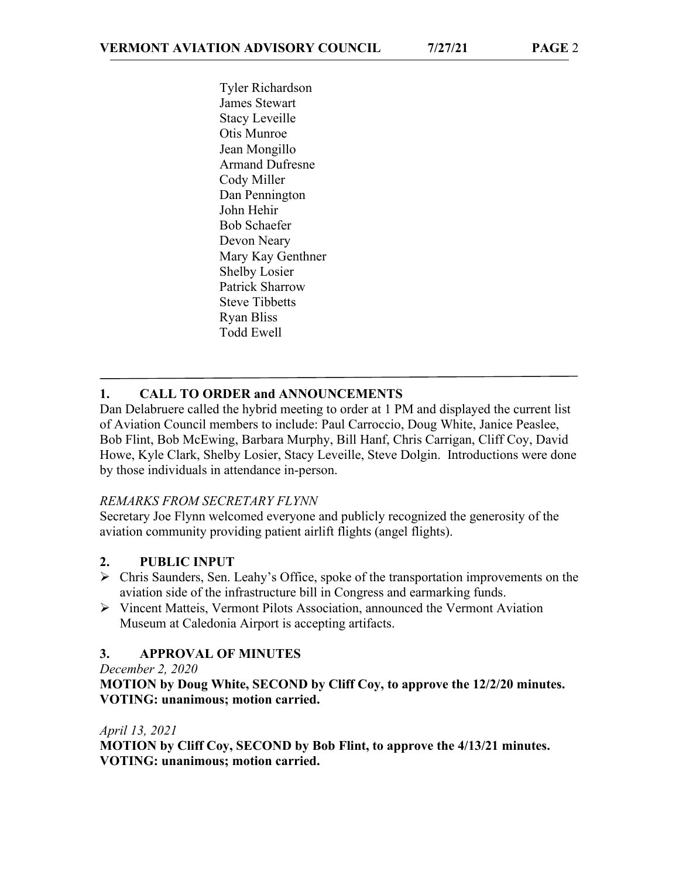Tyler Richardson
James Stewart
Stacy Leveille
Otis Munroe
Jean Mongillo
Armand Dufresne
Cody Miller
Dan Pennington
John Hehir
Bob Schaefer
Devon Neary
Mary Kay Genthner
Shelby Losier
Patrick Sharrow
Steve Tibbetts
Ryan Bliss
Todd Ewell

---

## 1. CALL TO ORDER and ANNOUNCEMENTS

Dan Delabruere called the hybrid meeting to order at 1 PM and displayed the current list of Aviation Council members to include: Paul Carroccio, Doug White, Janice Peaslee, Bob Flint, Bob McEwing, Barbara Murphy, Bill Hanf, Chris Carrigan, Cliff Coy, David Howe, Kyle Clark, Shelby Losier, Stacy Leveille, Steve Dolgin. Introductions were done by those individuals in attendance in-person.

*REMARKS FROM SECRETARY FLYNN*

Secretary Joe Flynn welcomed everyone and publicly recognized the generosity of the aviation community providing patient airlift flights (angel flights).

## 2. PUBLIC INPUT

- Chris Saunders, Sen. Leahy's Office, spoke of the transportation improvements on the aviation side of the infrastructure bill in Congress and earmarking funds.
- Vincent Matteis, Vermont Pilots Association, announced the Vermont Aviation Museum at Caledonia Airport is accepting artifacts.

## 3. APPROVAL OF MINUTES

*December 2, 2020*

**MOTION by Doug White, SECOND by Cliff Coy, to approve the 12/2/20 minutes. VOTING: unanimous; motion carried.**

*April 13, 2021*

**MOTION by Cliff Coy, SECOND by Bob Flint, to approve the 4/13/21 minutes. VOTING: unanimous; motion carried.**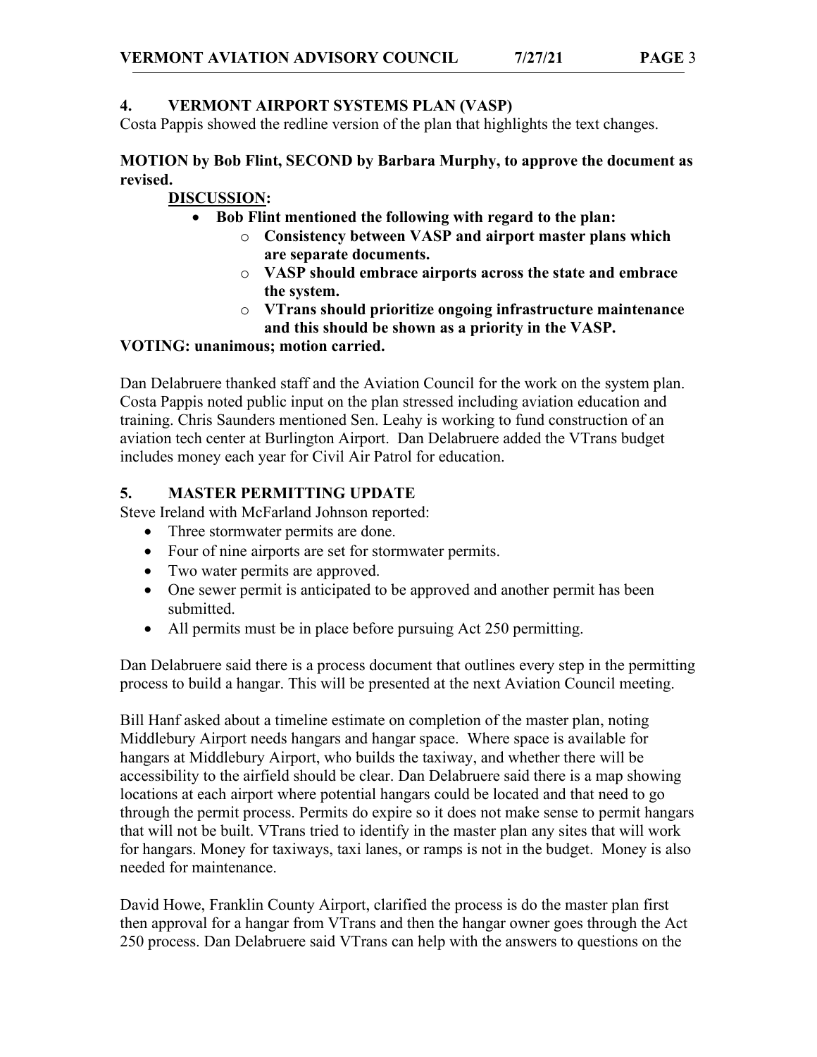## 4. VERMONT AIRPORT SYSTEMS PLAN (VASP)

Costa Pappis showed the redline version of the plan that highlights the text changes.

**MOTION by Bob Flint, SECOND by Barbara Murphy, to approve the document as revised.**

**DISCUSSION:**

- **Bob Flint mentioned the following with regard to the plan:**
  - **Consistency between VASP and airport master plans which are separate documents.**
  - **VASP should embrace airports across the state and embrace the system.**
  - **VTrans should prioritize ongoing infrastructure maintenance and this should be shown as a priority in the VASP.**

**VOTING: unanimous; motion carried.**

Dan Delabruere thanked staff and the Aviation Council for the work on the system plan. Costa Pappis noted public input on the plan stressed including aviation education and training. Chris Saunders mentioned Sen. Leahy is working to fund construction of an aviation tech center at Burlington Airport. Dan Delabruere added the VTrans budget includes money each year for Civil Air Patrol for education.

## 5. MASTER PERMITTING UPDATE

Steve Ireland with McFarland Johnson reported:

- Three stormwater permits are done.
- Four of nine airports are set for stormwater permits.
- Two water permits are approved.
- One sewer permit is anticipated to be approved and another permit has been submitted.
- All permits must be in place before pursuing Act 250 permitting.

Dan Delabruere said there is a process document that outlines every step in the permitting process to build a hangar. This will be presented at the next Aviation Council meeting.

Bill Hanf asked about a timeline estimate on completion of the master plan, noting Middlebury Airport needs hangars and hangar space. Where space is available for hangars at Middlebury Airport, who builds the taxiway, and whether there will be accessibility to the airfield should be clear. Dan Delabruere said there is a map showing locations at each airport where potential hangars could be located and that need to go through the permit process. Permits do expire so it does not make sense to permit hangars that will not be built. VTrans tried to identify in the master plan any sites that will work for hangars. Money for taxiways, taxi lanes, or ramps is not in the budget. Money is also needed for maintenance.

David Howe, Franklin County Airport, clarified the process is do the master plan first then approval for a hangar from VTrans and then the hangar owner goes through the Act 250 process. Dan Delabruere said VTrans can help with the answers to questions on the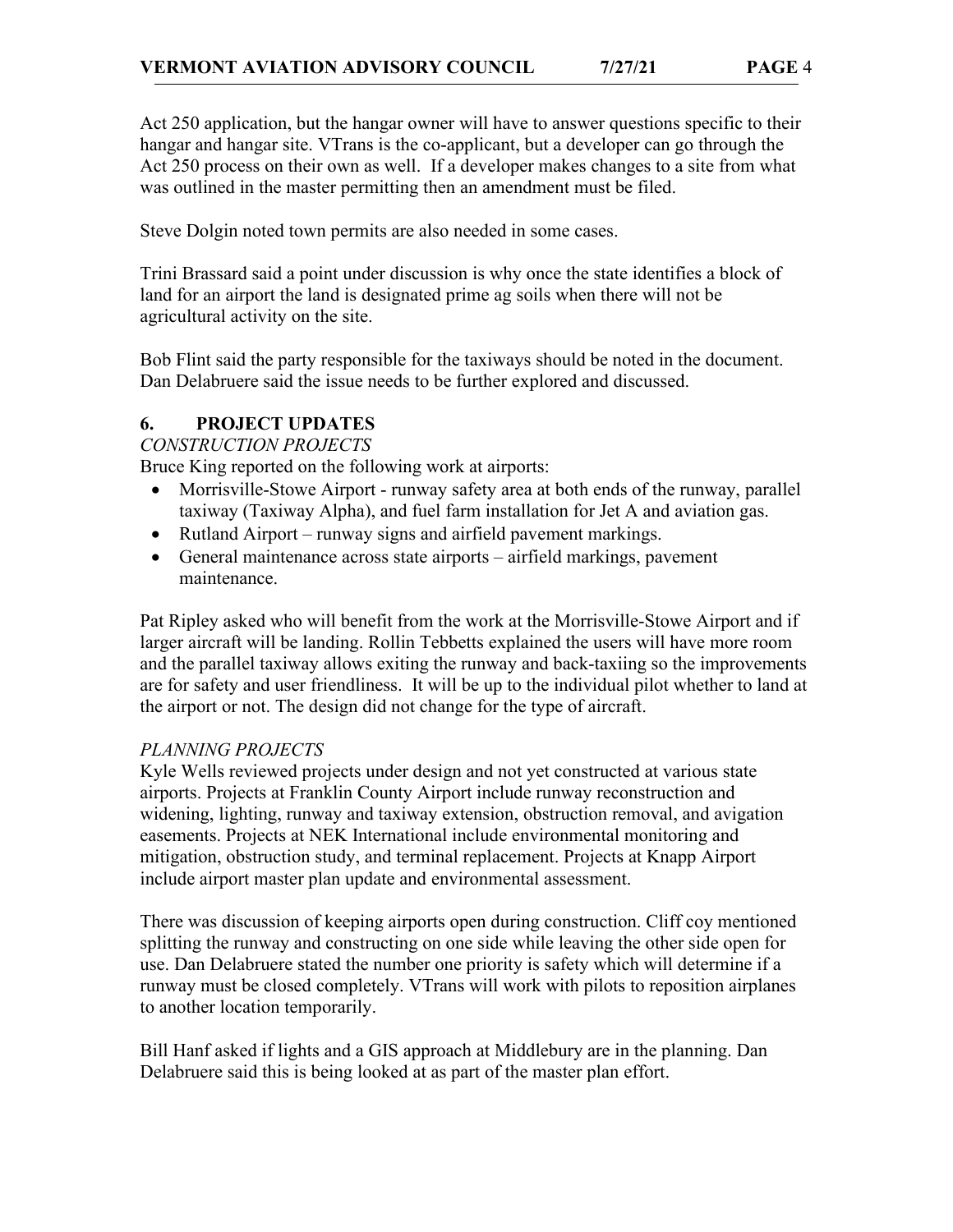Act 250 application, but the hangar owner will have to answer questions specific to their hangar and hangar site. VTrans is the co-applicant, but a developer can go through the Act 250 process on their own as well. If a developer makes changes to a site from what was outlined in the master permitting then an amendment must be filed.

Steve Dolgin noted town permits are also needed in some cases.

Trini Brassard said a point under discussion is why once the state identifies a block of land for an airport the land is designated prime ag soils when there will not be agricultural activity on the site.

Bob Flint said the party responsible for the taxiways should be noted in the document. Dan Delabruere said the issue needs to be further explored and discussed.

## 6. PROJECT UPDATES

*CONSTRUCTION PROJECTS*

Bruce King reported on the following work at airports:

- Morrisville-Stowe Airport - runway safety area at both ends of the runway, parallel taxiway (Taxiway Alpha), and fuel farm installation for Jet A and aviation gas.
- Rutland Airport – runway signs and airfield pavement markings.
- General maintenance across state airports – airfield markings, pavement maintenance.

Pat Ripley asked who will benefit from the work at the Morrisville-Stowe Airport and if larger aircraft will be landing. Rollin Tebbetts explained the users will have more room and the parallel taxiway allows exiting the runway and back-taxiing so the improvements are for safety and user friendliness. It will be up to the individual pilot whether to land at the airport or not. The design did not change for the type of aircraft.

*PLANNING PROJECTS*

Kyle Wells reviewed projects under design and not yet constructed at various state airports. Projects at Franklin County Airport include runway reconstruction and widening, lighting, runway and taxiway extension, obstruction removal, and avigation easements. Projects at NEK International include environmental monitoring and mitigation, obstruction study, and terminal replacement. Projects at Knapp Airport include airport master plan update and environmental assessment.

There was discussion of keeping airports open during construction. Cliff coy mentioned splitting the runway and constructing on one side while leaving the other side open for use. Dan Delabruere stated the number one priority is safety which will determine if a runway must be closed completely. VTrans will work with pilots to reposition airplanes to another location temporarily.

Bill Hanf asked if lights and a GIS approach at Middlebury are in the planning. Dan Delabruere said this is being looked at as part of the master plan effort.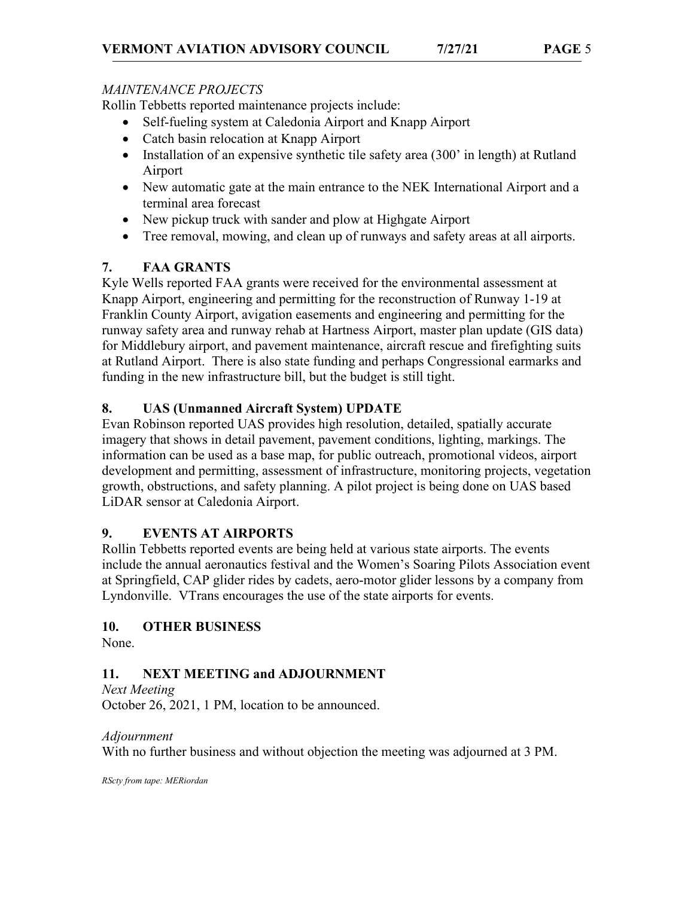*MAINTENANCE PROJECTS*

Rollin Tebbetts reported maintenance projects include:

- Self-fueling system at Caledonia Airport and Knapp Airport
- Catch basin relocation at Knapp Airport
- Installation of an expensive synthetic tile safety area (300' in length) at Rutland Airport
- New automatic gate at the main entrance to the NEK International Airport and a terminal area forecast
- New pickup truck with sander and plow at Highgate Airport
- Tree removal, mowing, and clean up of runways and safety areas at all airports.

## 7. FAA GRANTS

Kyle Wells reported FAA grants were received for the environmental assessment at Knapp Airport, engineering and permitting for the reconstruction of Runway 1-19 at Franklin County Airport, avigation easements and engineering and permitting for the runway safety area and runway rehab at Hartness Airport, master plan update (GIS data) for Middlebury airport, and pavement maintenance, aircraft rescue and firefighting suits at Rutland Airport. There is also state funding and perhaps Congressional earmarks and funding in the new infrastructure bill, but the budget is still tight.

## 8. UAS (Unmanned Aircraft System) UPDATE

Evan Robinson reported UAS provides high resolution, detailed, spatially accurate imagery that shows in detail pavement, pavement conditions, lighting, markings. The information can be used as a base map, for public outreach, promotional videos, airport development and permitting, assessment of infrastructure, monitoring projects, vegetation growth, obstructions, and safety planning. A pilot project is being done on UAS based LiDAR sensor at Caledonia Airport.

## 9. EVENTS AT AIRPORTS

Rollin Tebbetts reported events are being held at various state airports. The events include the annual aeronautics festival and the Women's Soaring Pilots Association event at Springfield, CAP glider rides by cadets, aero-motor glider lessons by a company from Lyndonville. VTrans encourages the use of the state airports for events.

## 10. OTHER BUSINESS

None.

## 11. NEXT MEETING and ADJOURNMENT

*Next Meeting*

October 26, 2021, 1 PM, location to be announced.

*Adjournment*

With no further business and without objection the meeting was adjourned at 3 PM.

*RScty from tape: MERiordan*